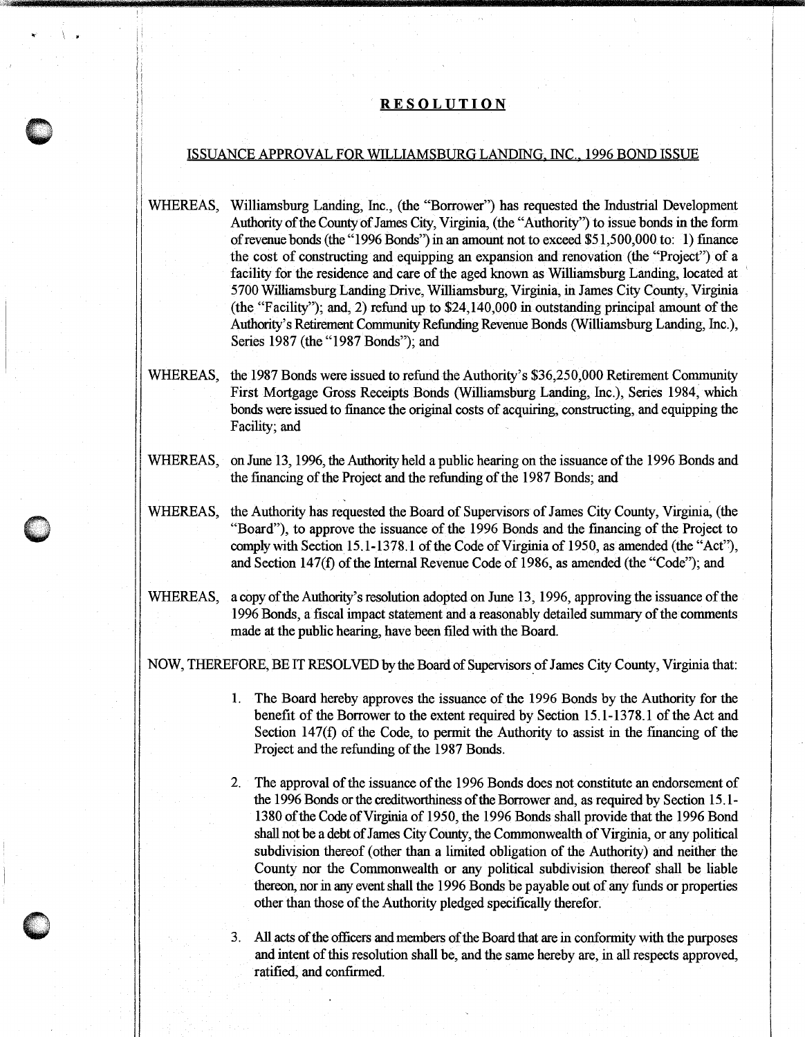# RESOLUTION

## ISSUANCE APPROVAL FOR WILLIAMSBURG LANDING, INC., 1996 BOND ISSUE

WHEREAS, Williamsburg Landing, Inc., (the "Borrower") has requested the Industrial Development Authority of the County of James City, Virginia, (the "Authority") to issue bonds in the form of revenue bonds (the "1996 Bonds") in an amount not to exceed $51,500,000 to: 1) finance the cost of constructing and equipping an expansion and renovation (the "Project") of a facility for the residence and care of the aged known as Williamsburg Landing, located at 5700 Williamsburg Landing Drive, Williamsburg, Virginia, in James City County, Virginia (the "Facility"); and, 2) refund up to $24,140,000 in outstanding principal amount of the Authority's Retirement Community Refunding Revenue Bonds (Williamsburg Landing, Inc.), Series 1987 (the "1987 Bonds"); and

WHEREAS, the 1987 Bonds were issued to refund the Authority's $36,250,000 Retirement Community First Mortgage Gross Receipts Bonds (Williamsburg Landing, Inc.), Series 1984, which bonds were issued to finance the original costs of acquiring, constructing, and equipping the Facility; and

WHEREAS, on June 13, 1996, the Authority held a public hearing on the issuance of the 1996 Bonds and the financing of the Project and the refunding of the 1987 Bonds; and

WHEREAS, the Authority has requested the Board of Supervisors of James City County, Virginia, (the "Board"), to approve the issuance of the 1996 Bonds and the financing of the Project to comply with Section 15.1-1378.1 of the Code of Virginia of 1950, as amended (the "Act"), and Section 147(f) of the Internal Revenue Code of 1986, as amended (the "Code"); and

WHEREAS, a copy of the Authority's resolution adopted on June 13, 1996, approving the issuance of the 1996 Bonds, a fiscal impact statement and a reasonably detailed summary of the comments made at the public hearing, have been filed with the Board.

NOW, THEREFORE, BE IT RESOLVED by the Board of Supervisors of James City County, Virginia that:

1. The Board hereby approves the issuance of the 1996 Bonds by the Authority for the benefit of the Borrower to the extent required by Section 15.1-1378.1 of the Act and Section 147(f) of the Code, to permit the Authority to assist in the financing of the Project and the refunding of the 1987 Bonds.

2. The approval of the issuance of the 1996 Bonds does not constitute an endorsement of the 1996 Bonds or the creditworthiness of the Borrower and, as required by Section 15.1-1380 of the Code of Virginia of 1950, the 1996 Bonds shall provide that the 1996 Bond shall not be a debt of James City County, the Commonwealth of Virginia, or any political subdivision thereof (other than a limited obligation of the Authority) and neither the County nor the Commonwealth or any political subdivision thereof shall be liable thereon, nor in any event shall the 1996 Bonds be payable out of any funds or properties other than those of the Authority pledged specifically therefor.

3. All acts of the officers and members of the Board that are in conformity with the purposes and intent of this resolution shall be, and the same hereby are, in all respects approved, ratified, and confirmed.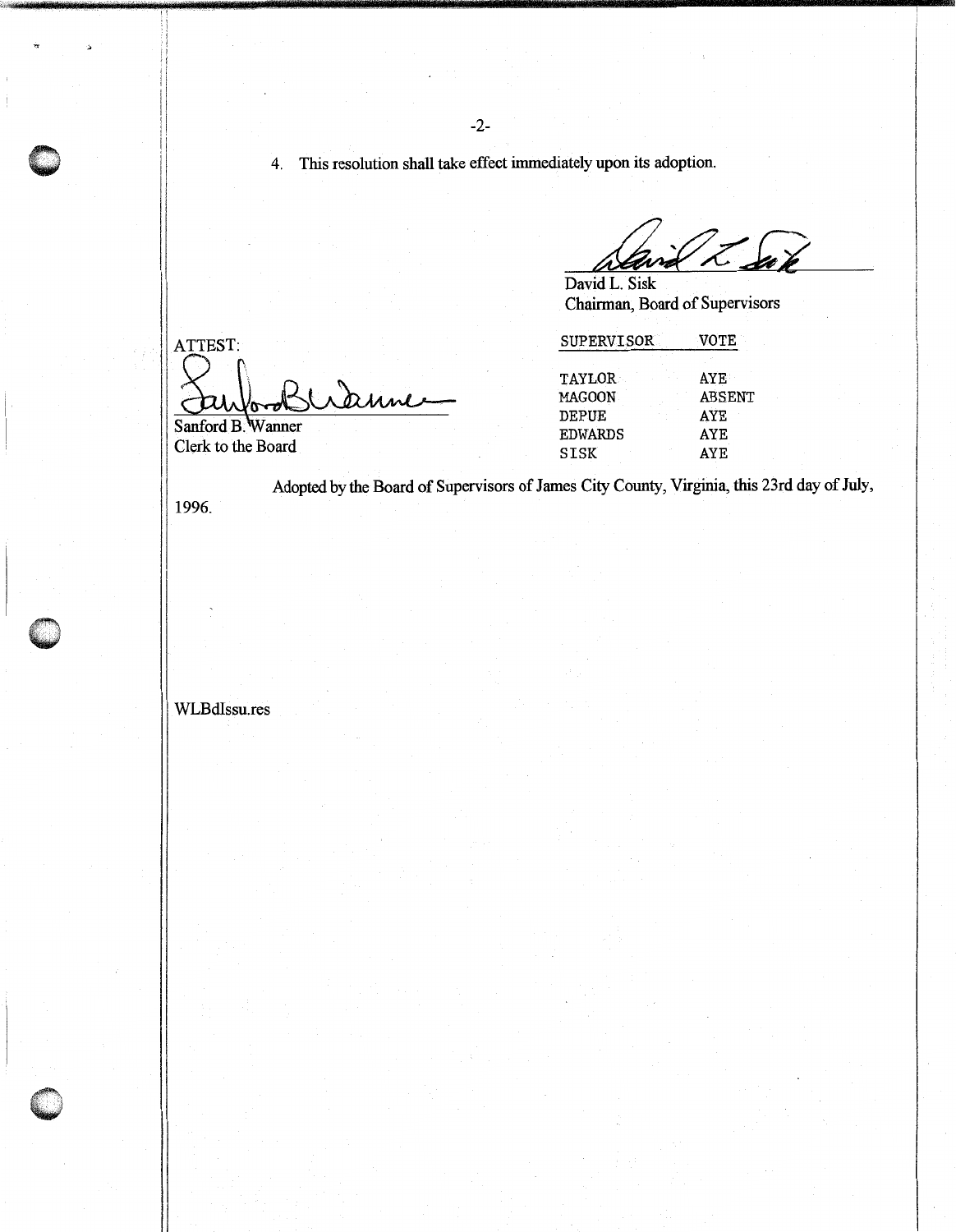4. This resolution shall take effect immediately upon its adoption.

David L. Sisk
Chairman, Board of Supervisors

ATTEST:

Sanford B. Wanner
Clerk to the Board

| SUPERVISOR | VOTE |
| --- | --- |
| TAYLOR | AYE |
| MAGOON | ABSENT |
| DEPUE | AYE |
| EDWARDS | AYE |
| SISK | AYE |

Adopted by the Board of Supervisors of James City County, Virginia, this 23rd day of July, 1996.

WLBdIssu.res